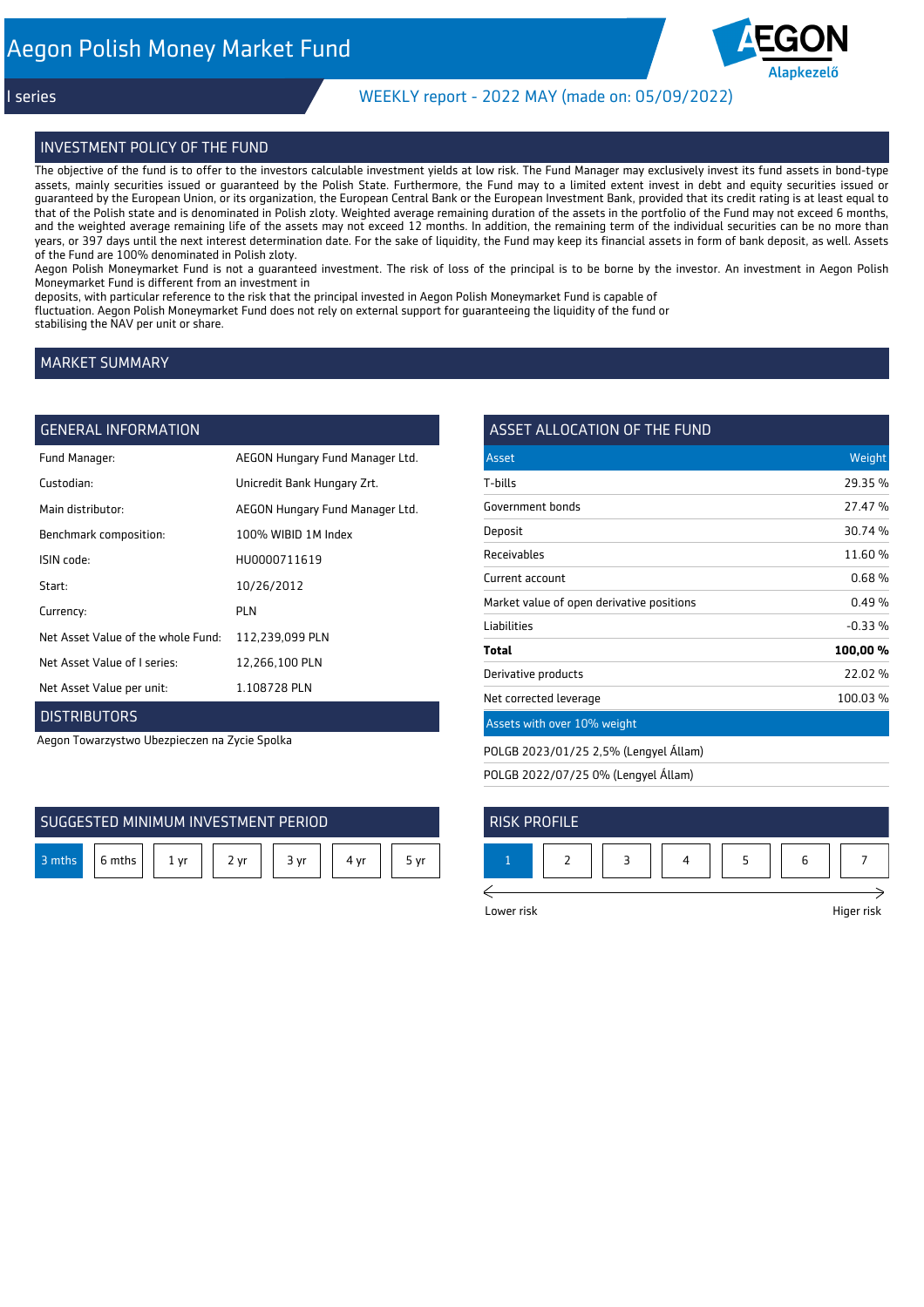# Aegon Polish Money Market Fund

I series

WEEKLY report - 2022 MAY (made on: 05/09/2022)

## INVESTMENT POLICY OF THE FUND

The objective of the fund is to offer to the investors calculable investment yields at low risk. The Fund Manager may exclusively invest its fund assets in bond-type assets, mainly securities issued or guaranteed by the Polish State. Furthermore, the Fund may to a limited extent invest in debt and equity securities issued or guaranteed by the European Union, or its organization, the European Central Bank or the European Investment Bank, provided that its credit rating is at least equal to that of the Polish state and is denominated in Polish zloty. Weighted average remaining duration of the assets in the portfolio of the Fund may not exceed 6 months, and the weighted average remaining life of the assets may not exceed 12 months. In addition, the remaining term of the individual securities can be no more than years, or 397 days until the next interest determination date. For the sake of liquidity, the Fund may keep its financial assets in form of bank deposit, as well. Assets of the Fund are 100% denominated in Polish zloty.
Aegon Polish Moneymarket Fund is not a guaranteed investment. The risk of loss of the principal is to be borne by the investor. An investment in Aegon Polish Moneymarket Fund is different from an investment in
deposits, with particular reference to the risk that the principal invested in Aegon Polish Moneymarket Fund is capable of
fluctuation. Aegon Polish Moneymarket Fund does not rely on external support for guaranteeing the liquidity of the fund or
stabilising the NAV per unit or share.

## MARKET SUMMARY

## GENERAL INFORMATION

| | |
|---|---|
| Fund Manager: | AEGON Hungary Fund Manager Ltd. |
| Custodian: | Unicredit Bank Hungary Zrt. |
| Main distributor: | AEGON Hungary Fund Manager Ltd. |
| Benchmark composition: | 100% WIBID 1M Index |
| ISIN code: | HU0000711619 |
| Start: | 10/26/2012 |
| Currency: | PLN |
| Net Asset Value of the whole Fund: | 112,239,099 PLN |
| Net Asset Value of I series: | 12,266,100 PLN |
| Net Asset Value per unit: | 1.108728 PLN |

## DISTRIBUTORS

Aegon Towarzystwo Ubezpieczen na Zycie Spolka

## ASSET ALLOCATION OF THE FUND

| Asset | Weight |
|---|---|
| T-bills | 29.35 % |
| Government bonds | 27.47 % |
| Deposit | 30.74 % |
| Receivables | 11.60 % |
| Current account | 0.68 % |
| Market value of open derivative positions | 0.49 % |
| Liabilities | -0.33 % |
| **Total** | **100,00 %** |
| Derivative products | 22.02 % |
| Net corrected leverage | 100.03 % |

**Assets with over 10% weight**

POLGB 2023/01/25 2,5% (Lengyel Állam)

POLGB 2022/07/25 0% (Lengyel Állam)

## SUGGESTED MINIMUM INVESTMENT PERIOD

| **3 mths** | 6 mths | 1 yr | 2 yr | 3 yr | 4 yr | 5 yr |
|---|---|---|---|---|---|---|

## RISK PROFILE

| **1** | 2 | 3 | 4 | 5 | 6 | 7 |
|---|---|---|---|---|---|---|

Lower risk — Higer risk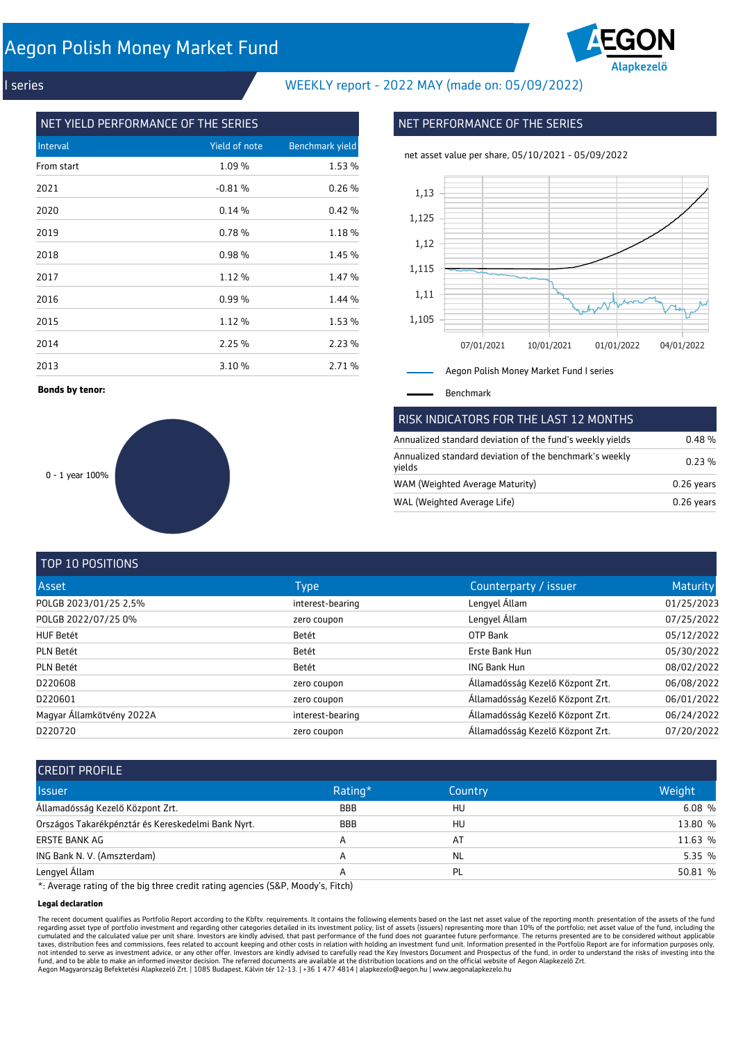# Aegon Polish Money Market Fund

I series

WEEKLY report - 2022 MAY (made on: 05/09/2022)

## NET YIELD PERFORMANCE OF THE SERIES

| Interval | Yield of note | Benchmark yield |
|---|---|---|
| From start | 1.09 % | 1.53 % |
| 2021 | -0.81 % | 0.26 % |
| 2020 | 0.14 % | 0.42 % |
| 2019 | 0.78 % | 1.18 % |
| 2018 | 0.98 % | 1.45 % |
| 2017 | 1.12 % | 1.47 % |
| 2016 | 0.99 % | 1.44 % |
| 2015 | 1.12 % | 1.53 % |
| 2014 | 2.25 % | 2.23 % |
| 2013 | 3.10 % | 2.71 % |

**Bonds by tenor:**

0 - 1 year 100%

## NET PERFORMANCE OF THE SERIES

net asset value per share, 05/10/2021 - 05/09/2022

1,13
1,125
1,12
1,115
1,11
1,105

07/01/2021 10/01/2021 01/01/2022 04/01/2022

Aegon Polish Money Market Fund I series

Benchmark

## RISK INDICATORS FOR THE LAST 12 MONTHS

| | |
|---|---|
| Annualized standard deviation of the fund's weekly yields | 0.48 % |
| Annualized standard deviation of the benchmark's weekly yields | 0.23 % |
| WAM (Weighted Average Maturity) | 0.26 years |
| WAL (Weighted Average Life) | 0.26 years |

## TOP 10 POSITIONS

| Asset | Type | Counterparty / issuer | Maturity |
|---|---|---|---|
| POLGB 2023/01/25 2,5% | interest-bearing | Lengyel Állam | 01/25/2023 |
| POLGB 2022/07/25 0% | zero coupon | Lengyel Állam | 07/25/2022 |
| HUF Betét | Betét | OTP Bank | 05/12/2022 |
| PLN Betét | Betét | Erste Bank Hun | 05/30/2022 |
| PLN Betét | Betét | ING Bank Hun | 08/02/2022 |
| D220608 | zero coupon | Államadósság Kezelő Központ Zrt. | 06/08/2022 |
| D220601 | zero coupon | Államadósság Kezelő Központ Zrt. | 06/01/2022 |
| Magyar Államkötvény 2022A | interest-bearing | Államadósság Kezelő Központ Zrt. | 06/24/2022 |
| D220720 | zero coupon | Államadósság Kezelő Központ Zrt. | 07/20/2022 |

## CREDIT PROFILE

| Issuer | Rating* | Country | Weight |
|---|---|---|---|
| Államadósság Kezelő Központ Zrt. | BBB | HU | 6.08 % |
| Országos Takarékpénztár és Kereskedelmi Bank Nyrt. | BBB | HU | 13.80 % |
| ERSTE BANK AG | A | AT | 11.63 % |
| ING Bank N. V. (Amszterdam) | A | NL | 5.35 % |
| Lengyel Állam | A | PL | 50.81 % |

*: Average rating of the big three credit rating agencies (S&P, Moody's, Fitch)

**Legal declaration**

The recent document qualifies as Portfolio Report according to the Kbftv. requirements. It contains the following elements based on the last net asset value of the reporting month: presentation of the assets of the fund regarding asset type of portfolio investment and regarding other categories detailed in its investment policy; list of assets (issuers) representing more than 10% of the portfolio; net asset value of the fund, including the cumulated and the calculated value per unit share. Investors are kindly advised, that past performance of the fund does not guarantee future performance. The returns presented are to be considered without applicable taxes, distribution fees and commissions, fees related to account keeping and other costs in relation with holding an investment fund unit. Information presented in the Portfolio Report are for information purposes only, not intended to serve as investment advice, or any other offer. Investors are kindly advised to carefully read the Key Investors Document and Prospectus of the fund, in order to understand the risks of investing into the fund, and to be able to make an informed investment decision. The referred documents are available at the distribution locations and on the official website of Aegon Alapkezelő Zrt.
Aegon Magyarország Befektetési Alapkezelő Zrt. | 1085 Budapest, Kálvin tér 12-13. | +36 1 477 4814 | alapkezelo@aegon.hu | www.aegonalapkezelo.hu